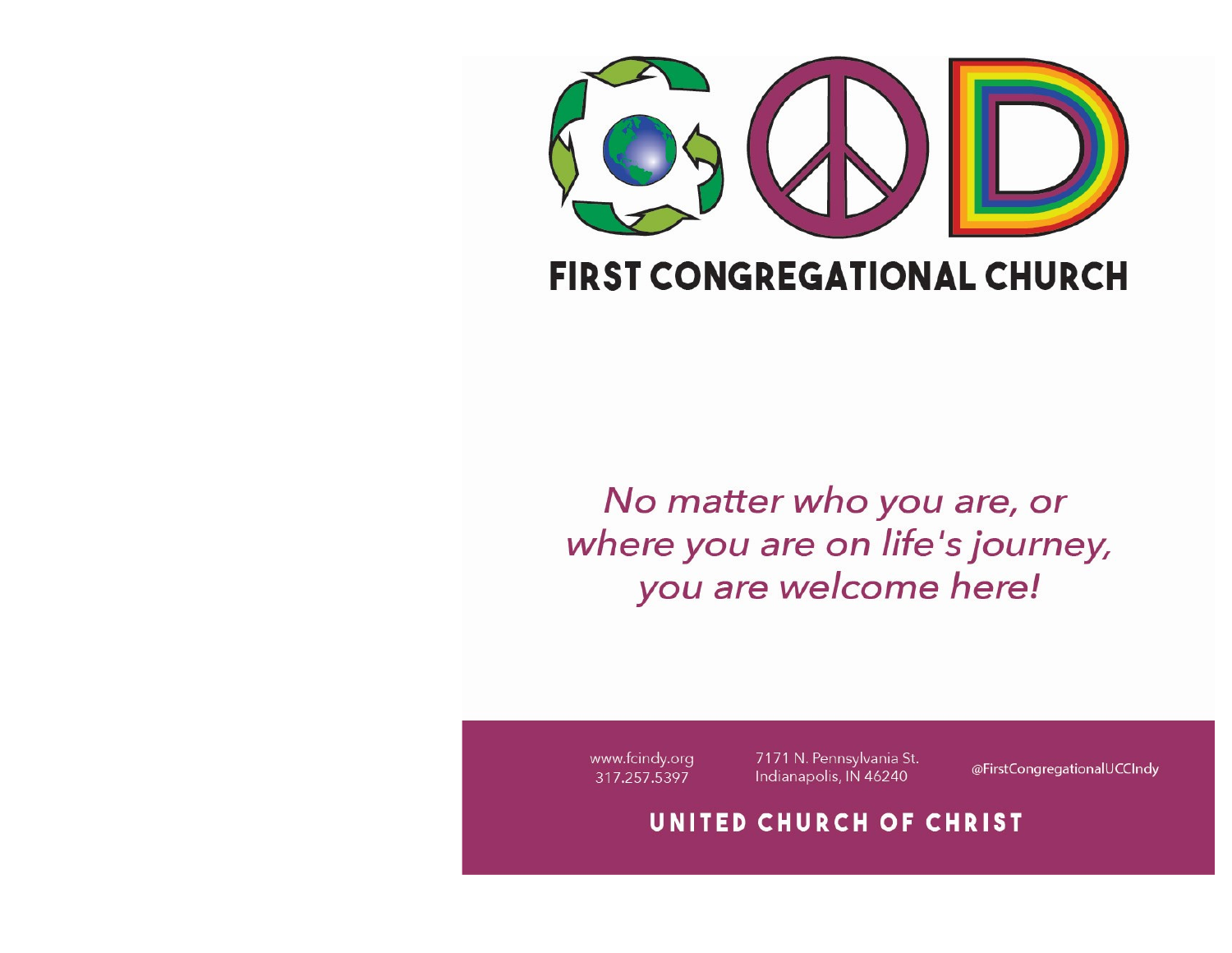# GOD

## FIRST CONGREGATIONAL CHURCH

*No matter who you are, or where you are on life's journey, you are welcome here!*

www.fcindy.org
317.257.5397

7171 N. Pennsylvania St.
Indianapolis, IN 46240

@FirstCongregationalUCCIndy

**UNITED CHURCH OF CHRIST**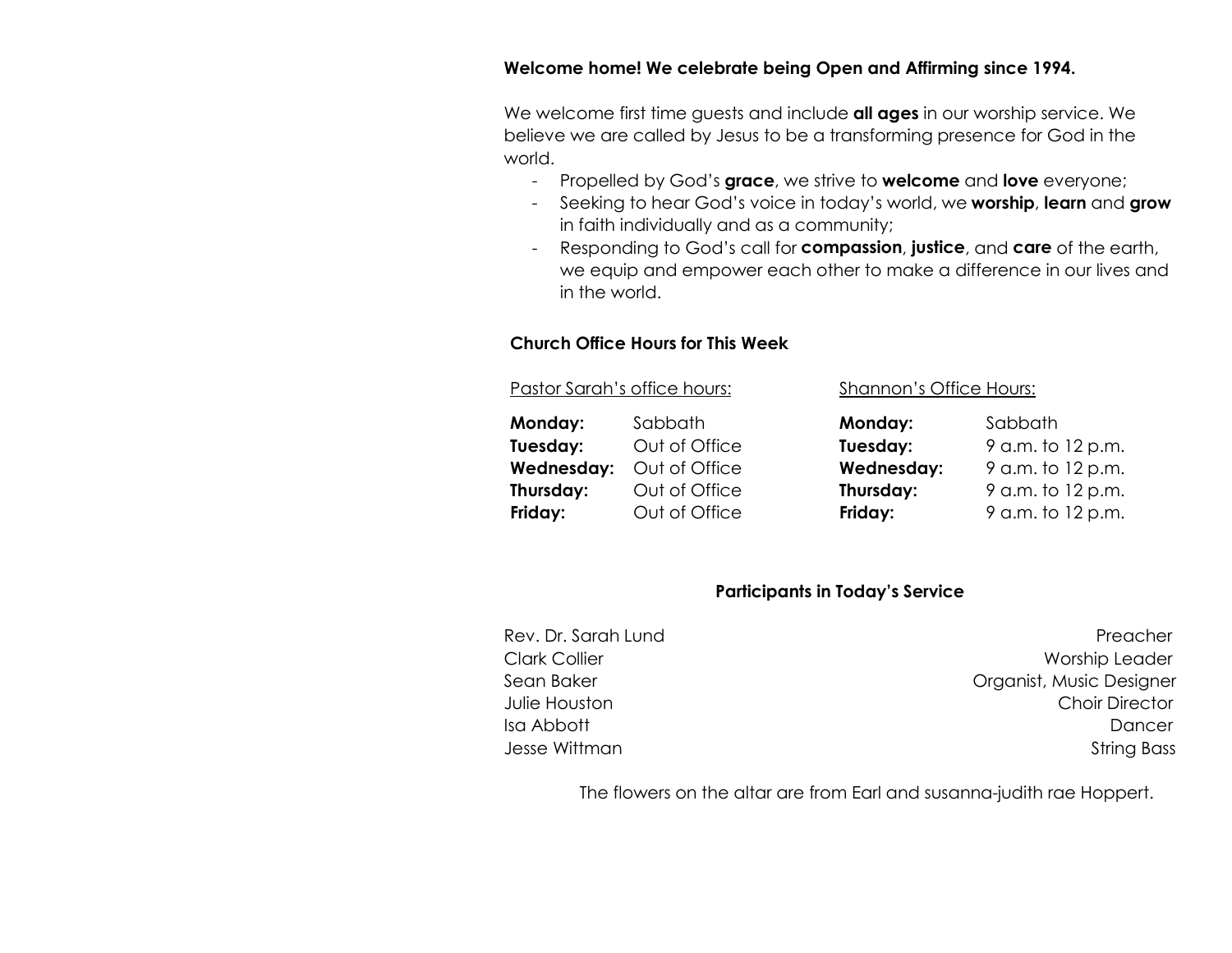**Welcome home! We celebrate being Open and Affirming since 1994.**

We welcome first time guests and include **all ages** in our worship service. We believe we are called by Jesus to be a transforming presence for God in the world.

- Propelled by God's **grace**, we strive to **welcome** and **love** everyone;
- Seeking to hear God's voice in today's world, we **worship**, **learn** and **grow** in faith individually and as a community;
- Responding to God's call for **compassion**, **justice**, and **care** of the earth, we equip and empower each other to make a difference in our lives and in the world.

**Church Office Hours for This Week**

Pastor Sarah's office hours:

| | |
|---|---|
| **Monday:** | Sabbath |
| **Tuesday:** | Out of Office |
| **Wednesday:** | Out of Office |
| **Thursday:** | Out of Office |
| **Friday:** | Out of Office |

Shannon's Office Hours:

| | |
|---|---|
| **Monday:** | Sabbath |
| **Tuesday:** | 9 a.m. to 12 p.m. |
| **Wednesday:** | 9 a.m. to 12 p.m. |
| **Thursday:** | 9 a.m. to 12 p.m. |
| **Friday:** | 9 a.m. to 12 p.m. |

**Participants in Today's Service**

| | |
|---|---|
| Rev. Dr. Sarah Lund | Preacher |
| Clark Collier | Worship Leader |
| Sean Baker | Organist, Music Designer |
| Julie Houston | Choir Director |
| Isa Abbott | Dancer |
| Jesse Wittman | String Bass |

The flowers on the altar are from Earl and susanna-judith rae Hoppert.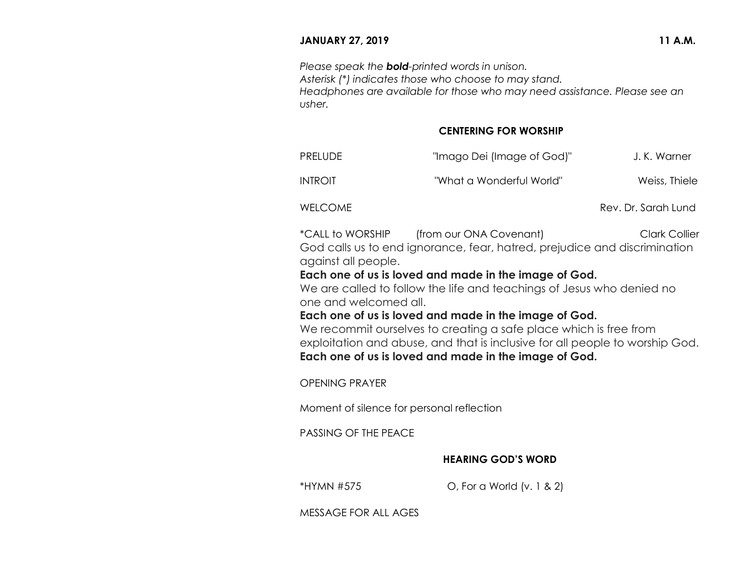**JANUARY 27, 2019** **11 A.M.**

*Please speak the **bold**-printed words in unison.*
*Asterisk (*) indicates those who choose to may stand.*
*Headphones are available for those who may need assistance. Please see an usher.*

## CENTERING FOR WORSHIP

PRELUDE "Imago Dei (Image of God)" J. K. Warner

INTROIT "What a Wonderful World" Weiss, Thiele

WELCOME Rev. Dr. Sarah Lund

*CALL to WORSHIP (from our ONA Covenant) Clark Collier

God calls us to end ignorance, fear, hatred, prejudice and discrimination against all people.

**Each one of us is loved and made in the image of God.**

We are called to follow the life and teachings of Jesus who denied no one and welcomed all.

**Each one of us is loved and made in the image of God.**

We recommit ourselves to creating a safe place which is free from exploitation and abuse, and that is inclusive for all people to worship God.

**Each one of us is loved and made in the image of God.**

OPENING PRAYER

Moment of silence for personal reflection

PASSING OF THE PEACE

## HEARING GOD'S WORD

*HYMN #575 O, For a World (v. 1 & 2)

MESSAGE FOR ALL AGES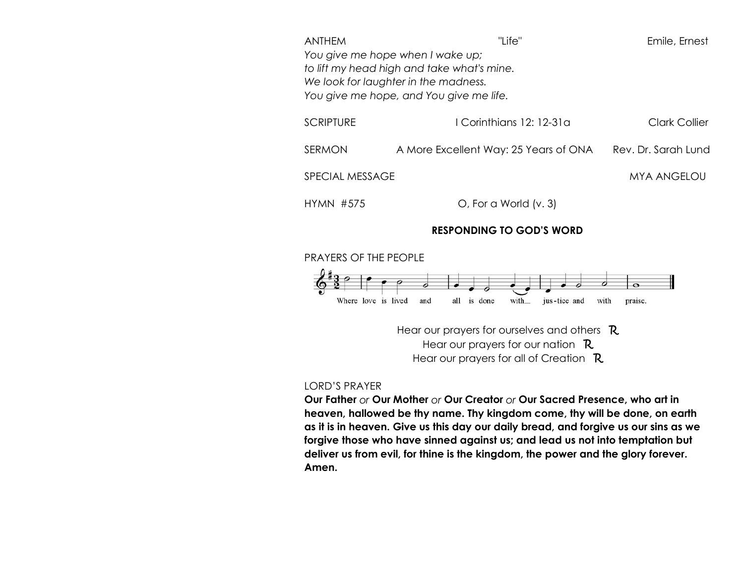ANTHEM "Life" Emile, Ernest

*You give me hope when I wake up;*
*to lift my head high and take what's mine.*
*We look for laughter in the madness.*
*You give me hope, and You give me life.*

SCRIPTURE I Corinthians 12: 12-31a Clark Collier

SERMON A More Excellent Way: 25 Years of ONA Rev. Dr. Sarah Lund

SPECIAL MESSAGE MYA ANGELOU

HYMN #575 O, For a World (v. 3)

**RESPONDING TO GOD'S WORD**

PRAYERS OF THE PEOPLE

Where love is lived and all is done with justice and praise.

Hear our prayers for ourselves and others R
Hear our prayers for our nation R
Hear our prayers for all of Creation R

LORD'S PRAYER

**Our Father** *or* **Our Mother** *or* **Our Creator** *or* **Our Sacred Presence, who art in heaven, hallowed be thy name. Thy kingdom come, thy will be done, on earth as it is in heaven. Give us this day our daily bread, and forgive us our sins as we forgive those who have sinned against us; and lead us not into temptation but deliver us from evil, for thine is the kingdom, the power and the glory forever. Amen.**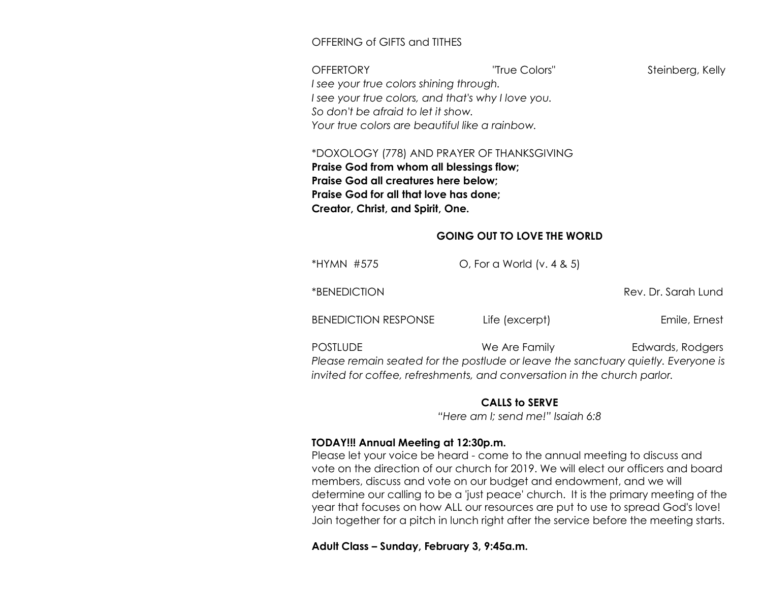OFFERING of GIFTS and TITHES

OFFERTORY "True Colors" Steinberg, Kelly

*I see your true colors shining through.*
*I see your true colors, and that's why I love you.*
*So don't be afraid to let it show.*
*Your true colors are beautiful like a rainbow.*

*DOXOLOGY (778) AND PRAYER OF THANKSGIVING

**Praise God from whom all blessings flow;**
**Praise God all creatures here below;**
**Praise God for all that love has done;**
**Creator, Christ, and Spirit, One.**

## GOING OUT TO LOVE THE WORLD

*HYMN #575 O, For a World (v. 4 & 5)

*BENEDICTION Rev. Dr. Sarah Lund

BENEDICTION RESPONSE Life (excerpt) Emile, Ernest

POSTLUDE We Are Family Edwards, Rodgers

*Please remain seated for the postlude or leave the sanctuary quietly. Everyone is invited for coffee, refreshments, and conversation in the church parlor.*

## CALLS to SERVE

*"Here am I; send me!" Isaiah 6:8*

**TODAY!!! Annual Meeting at 12:30p.m.**

Please let your voice be heard - come to the annual meeting to discuss and vote on the direction of our church for 2019. We will elect our officers and board members, discuss and vote on our budget and endowment, and we will determine our calling to be a 'just peace' church. It is the primary meeting of the year that focuses on how ALL our resources are put to use to spread God's love! Join together for a pitch in lunch right after the service before the meeting starts.

**Adult Class – Sunday, February 3, 9:45a.m.**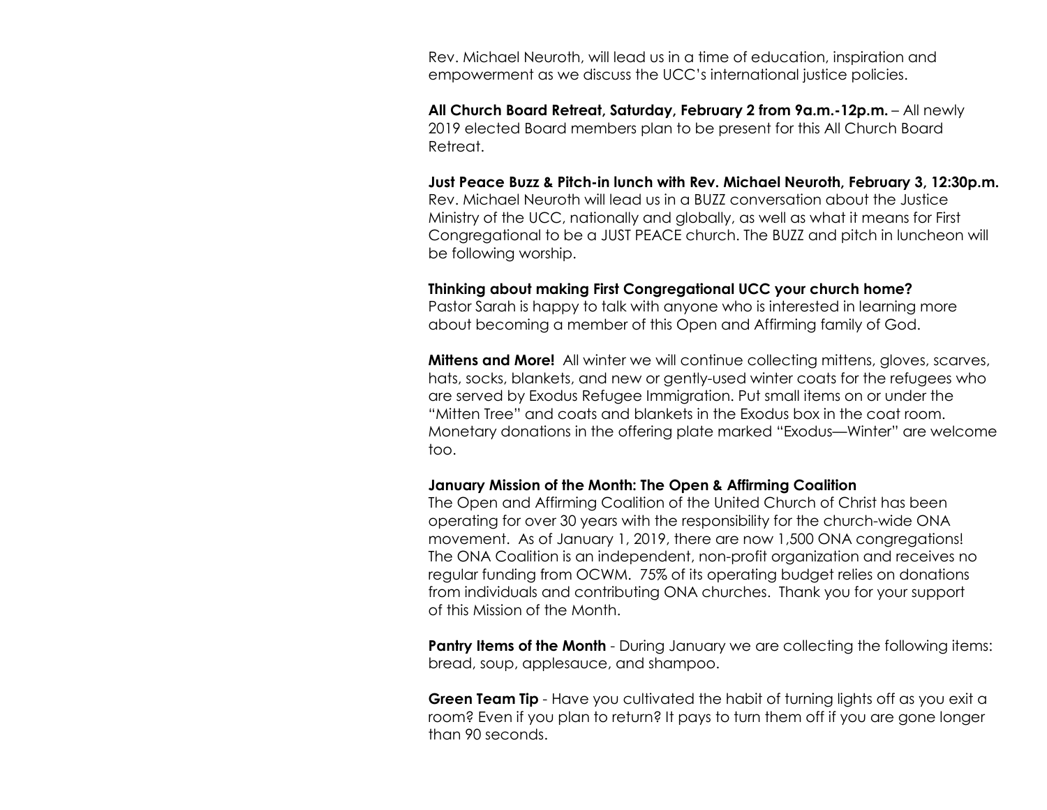Rev. Michael Neuroth, will lead us in a time of education, inspiration and empowerment as we discuss the UCC's international justice policies.

**All Church Board Retreat, Saturday, February 2 from 9a.m.-12p.m.** – All newly 2019 elected Board members plan to be present for this All Church Board Retreat.

**Just Peace Buzz & Pitch-in lunch with Rev. Michael Neuroth, February 3, 12:30p.m.**
Rev. Michael Neuroth will lead us in a BUZZ conversation about the Justice Ministry of the UCC, nationally and globally, as well as what it means for First Congregational to be a JUST PEACE church. The BUZZ and pitch in luncheon will be following worship.

**Thinking about making First Congregational UCC your church home?**
Pastor Sarah is happy to talk with anyone who is interested in learning more about becoming a member of this Open and Affirming family of God.

**Mittens and More!** All winter we will continue collecting mittens, gloves, scarves, hats, socks, blankets, and new or gently-used winter coats for the refugees who are served by Exodus Refugee Immigration. Put small items on or under the "Mitten Tree" and coats and blankets in the Exodus box in the coat room. Monetary donations in the offering plate marked "Exodus—Winter" are welcome too.

**January Mission of the Month: The Open & Affirming Coalition**
The Open and Affirming Coalition of the United Church of Christ has been operating for over 30 years with the responsibility for the church-wide ONA movement. As of January 1, 2019, there are now 1,500 ONA congregations! The ONA Coalition is an independent, non-profit organization and receives no regular funding from OCWM. 75% of its operating budget relies on donations from individuals and contributing ONA churches. Thank you for your support of this Mission of the Month.

**Pantry Items of the Month** - During January we are collecting the following items: bread, soup, applesauce, and shampoo.

**Green Team Tip** - Have you cultivated the habit of turning lights off as you exit a room? Even if you plan to return? It pays to turn them off if you are gone longer than 90 seconds.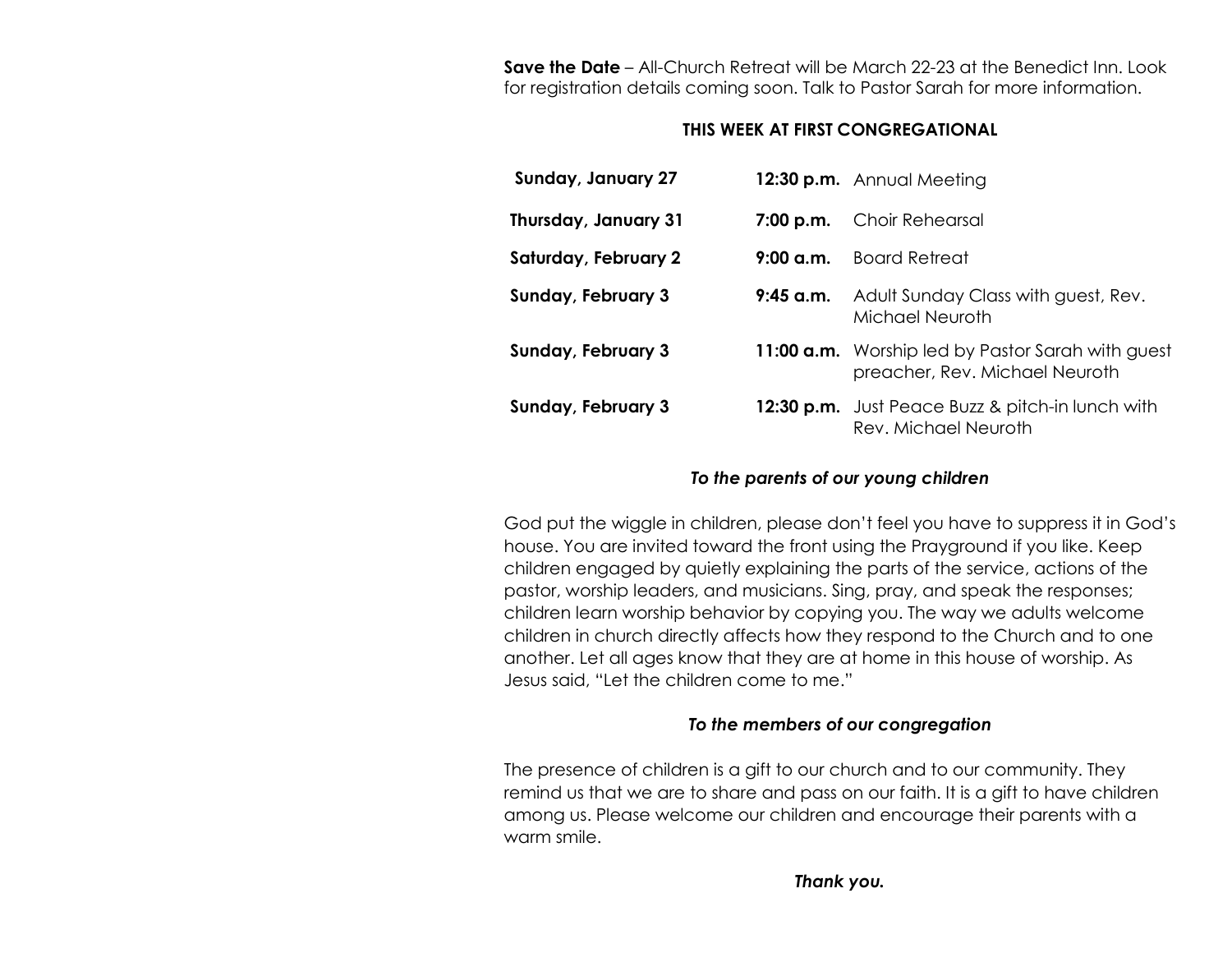**Save the Date** – All-Church Retreat will be March 22-23 at the Benedict Inn. Look for registration details coming soon. Talk to Pastor Sarah for more information.

## THIS WEEK AT FIRST CONGREGATIONAL

| | | |
|---|---|---|
| **Sunday, January 27** | **12:30 p.m.** | Annual Meeting |
| **Thursday, January 31** | **7:00 p.m.** | Choir Rehearsal |
| **Saturday, February 2** | **9:00 a.m.** | Board Retreat |
| **Sunday, February 3** | **9:45 a.m.** | Adult Sunday Class with guest, Rev. Michael Neuroth |
| **Sunday, February 3** | **11:00 a.m.** | Worship led by Pastor Sarah with guest preacher, Rev. Michael Neuroth |
| **Sunday, February 3** | **12:30 p.m.** | Just Peace Buzz & pitch-in lunch with Rev. Michael Neuroth |

### *To the parents of our young children*

God put the wiggle in children, please don't feel you have to suppress it in God's house. You are invited toward the front using the Prayground if you like. Keep children engaged by quietly explaining the parts of the service, actions of the pastor, worship leaders, and musicians. Sing, pray, and speak the responses; children learn worship behavior by copying you. The way we adults welcome children in church directly affects how they respond to the Church and to one another. Let all ages know that they are at home in this house of worship. As Jesus said, "Let the children come to me."

### *To the members of our congregation*

The presence of children is a gift to our church and to our community. They remind us that we are to share and pass on our faith. It is a gift to have children among us. Please welcome our children and encourage their parents with a warm smile.

***Thank you.***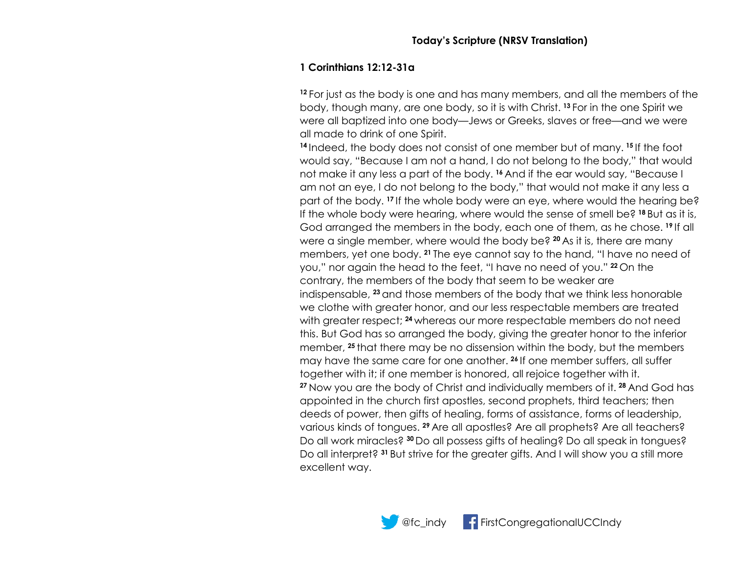## Today's Scripture (NRSV Translation)

**1 Corinthians 12:12-31a**

[12] For just as the body is one and has many members, and all the members of the body, though many, are one body, so it is with Christ. [13] For in the one Spirit we were all baptized into one body—Jews or Greeks, slaves or free—and we were all made to drink of one Spirit.

[14] Indeed, the body does not consist of one member but of many. [15] If the foot would say, "Because I am not a hand, I do not belong to the body," that would not make it any less a part of the body. [16] And if the ear would say, "Because I am not an eye, I do not belong to the body," that would not make it any less a part of the body. [17] If the whole body were an eye, where would the hearing be? If the whole body were hearing, where would the sense of smell be? [18] But as it is, God arranged the members in the body, each one of them, as he chose. [19] If all were a single member, where would the body be? [20] As it is, there are many members, yet one body. [21] The eye cannot say to the hand, "I have no need of you," nor again the head to the feet, "I have no need of you." [22] On the contrary, the members of the body that seem to be weaker are indispensable, [23] and those members of the body that we think less honorable we clothe with greater honor, and our less respectable members are treated with greater respect; [24] whereas our more respectable members do not need this. But God has so arranged the body, giving the greater honor to the inferior member, [25] that there may be no dissension within the body, but the members may have the same care for one another. [26] If one member suffers, all suffer together with it; if one member is honored, all rejoice together with it.

[27] Now you are the body of Christ and individually members of it. [28] And God has appointed in the church first apostles, second prophets, third teachers; then deeds of power, then gifts of healing, forms of assistance, forms of leadership, various kinds of tongues. [29] Are all apostles? Are all prophets? Are all teachers? Do all work miracles? [30] Do all possess gifts of healing? Do all speak in tongues? Do all interpret? [31] But strive for the greater gifts. And I will show you a still more excellent way.

@fc_indy FirstCongregationalUCCIndy